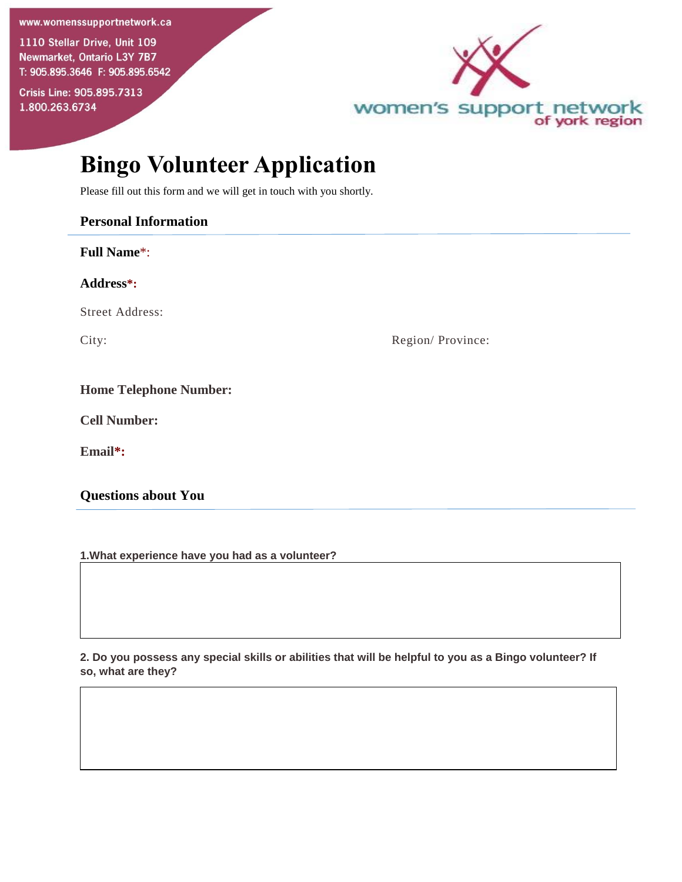www.womenssupportnetwork.ca

1110 Stellar Drive, Unit 109
Newmarket, Ontario L3Y 7B7
T: 905.895.3646 F: 905.895.6542

Crisis Line: 905.895.7313
1.800.263.6734

women's support network
of york region

# Bingo Volunteer Application

Please fill out this form and we will get in touch with you shortly.

## Personal Information

**Full Name*:**

**Address*:**

Street Address:

City: Region/ Province:

**Home Telephone Number:**

**Cell Number:**

**Email*:**

## Questions about You

**1.What experience have you had as a volunteer?**

**2. Do you possess any special skills or abilities that will be helpful to you as a Bingo volunteer? If so, what are they?**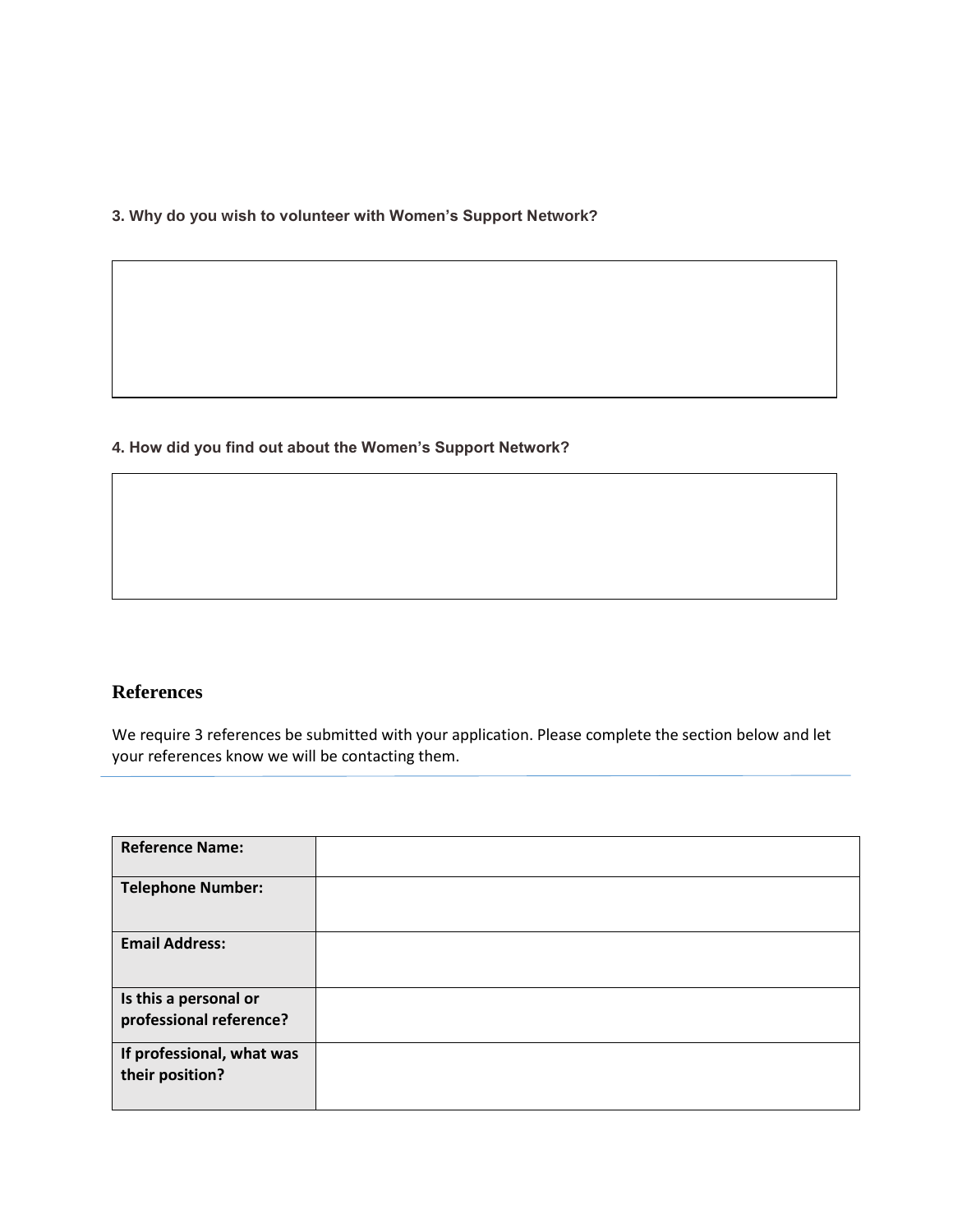**3. Why do you wish to volunteer with Women's Support Network?**

**4. How did you find out about the Women's Support Network?**

## References

We require 3 references be submitted with your application. Please complete the section below and let your references know we will be contacting them.

| **Reference Name:** | |
|---|---|
| **Telephone Number:** | |
| **Email Address:** | |
| **Is this a personal or professional reference?** | |
| **If professional, what was their position?** | |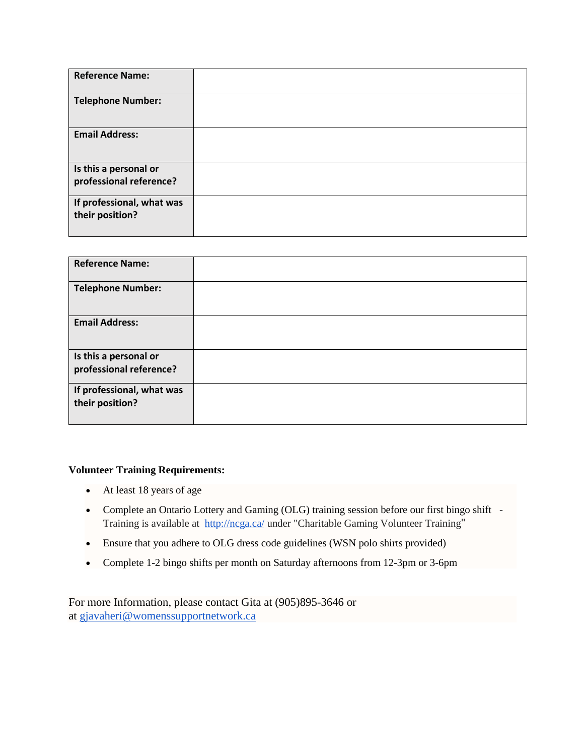| | |
|---|---|
| **Reference Name:** | |
| **Telephone Number:** | |
| **Email Address:** | |
| **Is this a personal or professional reference?** | |
| **If professional, what was their position?** | |

| | |
|---|---|
| **Reference Name:** | |
| **Telephone Number:** | |
| **Email Address:** | |
| **Is this a personal or professional reference?** | |
| **If professional, what was their position?** | |

**Volunteer Training Requirements:**

- At least 18 years of age
- Complete an Ontario Lottery and Gaming (OLG) training session before our first bingo shift - Training is available at http://ncga.ca/ under "Charitable Gaming Volunteer Training"
- Ensure that you adhere to OLG dress code guidelines (WSN polo shirts provided)
- Complete 1-2 bingo shifts per month on Saturday afternoons from 12-3pm or 3-6pm

For more Information, please contact Gita at (905)895-3646 or at gjavaheri@womenssupportnetwork.ca